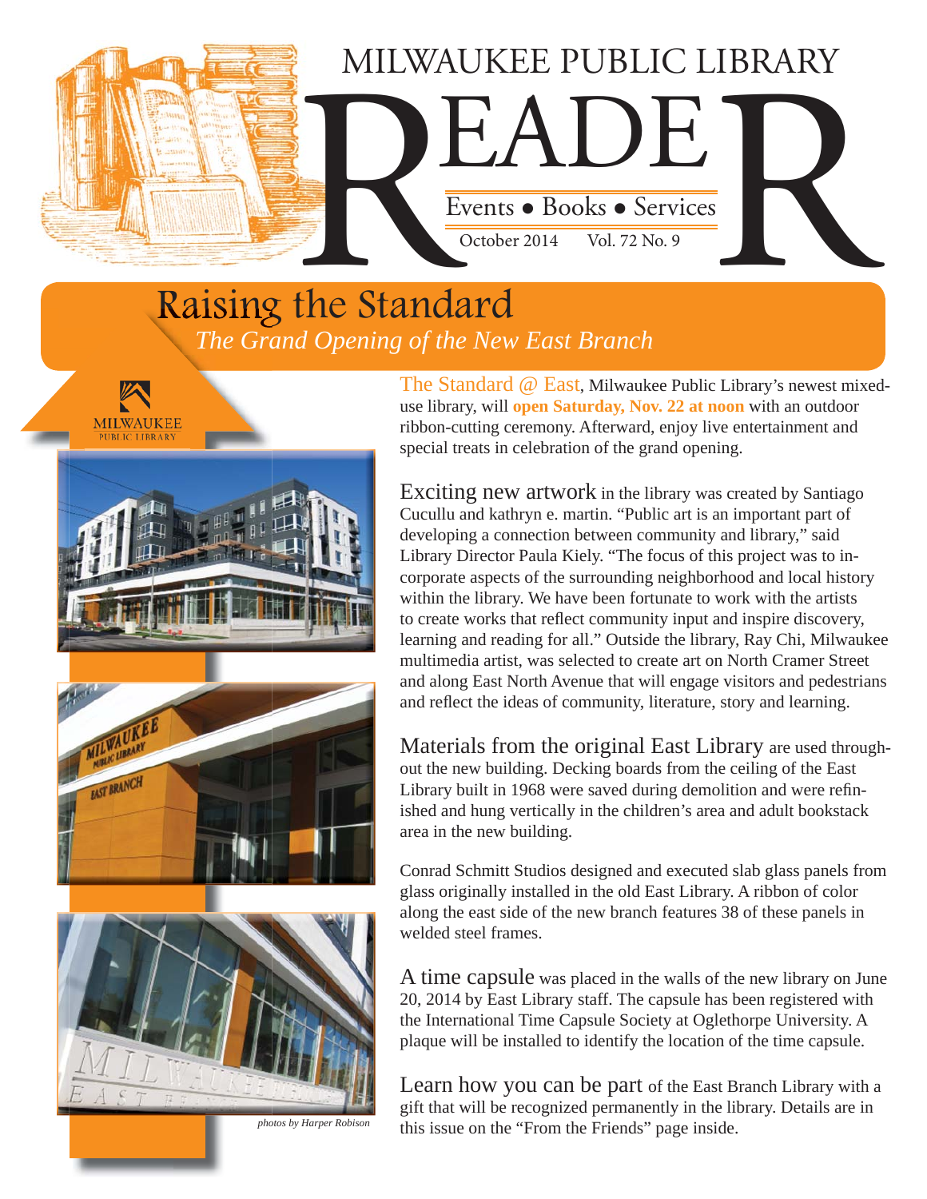# MILWAUKEE PUBLIC LIBRARY READER

Events • Books • Services

October 2014 Vol. 72 No. 9

## Raising the Standard

*The Grand Opening of the New East Branch*

The Standard @ East, Milwaukee Public Library's newest mixed-use library, will **open Saturday, Nov. 22 at noon** with an outdoor ribbon-cutting ceremony. Afterward, enjoy live entertainment and special treats in celebration of the grand opening.

Exciting new artwork in the library was created by Santiago Cucullu and kathryn e. martin. "Public art is an important part of developing a connection between community and library," said Library Director Paula Kiely. "The focus of this project was to incorporate aspects of the surrounding neighborhood and local history within the library. We have been fortunate to work with the artists to create works that reflect community input and inspire discovery, learning and reading for all." Outside the library, Ray Chi, Milwaukee multimedia artist, was selected to create art on North Cramer Street and along East North Avenue that will engage visitors and pedestrians and reflect the ideas of community, literature, story and learning.

Materials from the original East Library are used throughout the new building. Decking boards from the ceiling of the East Library built in 1968 were saved during demolition and were refinished and hung vertically in the children's area and adult bookstack area in the new building.

Conrad Schmitt Studios designed and executed slab glass panels from glass originally installed in the old East Library. A ribbon of color along the east side of the new branch features 38 of these panels in welded steel frames.

A time capsule was placed in the walls of the new library on June 20, 2014 by East Library staff. The capsule has been registered with the International Time Capsule Society at Oglethorpe University. A plaque will be installed to identify the location of the time capsule.

Learn how you can be part of the East Branch Library with a gift that will be recognized permanently in the library. Details are in this issue on the "From the Friends" page inside.

*photos by Harper Robison*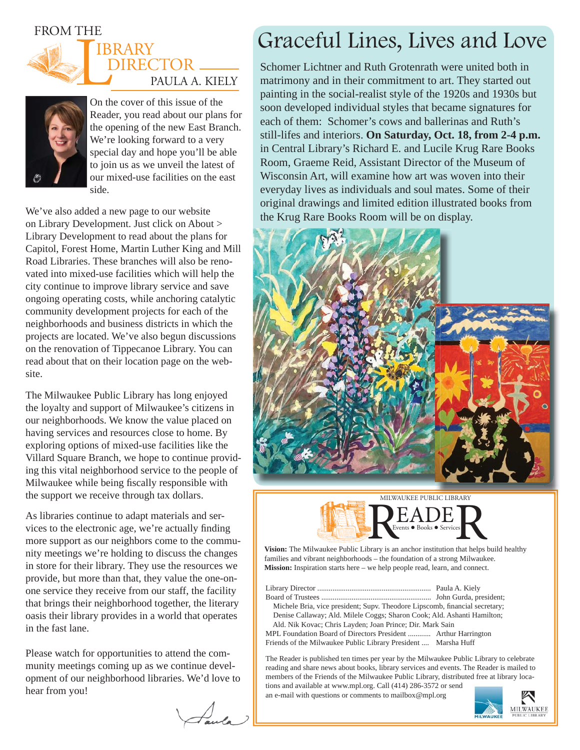# From the Library Director

### Paula A. Kiely

On the cover of this issue of the Reader, you read about our plans for the opening of the new East Branch. We're looking forward to a very special day and hope you'll be able to join us as we unveil the latest of our mixed-use facilities on the east side.

We've also added a new page to our website on Library Development. Just click on About > Library Development to read about the plans for Capitol, Forest Home, Martin Luther King and Mill Road Libraries. These branches will also be renovated into mixed-use facilities which will help the city continue to improve library service and save ongoing operating costs, while anchoring catalytic community development projects for each of the neighborhoods and business districts in which the projects are located. We've also begun discussions on the renovation of Tippecanoe Library. You can read about that on their location page on the website.

The Milwaukee Public Library has long enjoyed the loyalty and support of Milwaukee's citizens in our neighborhoods. We know the value placed on having services and resources close to home. By exploring options of mixed-use facilities like the Villard Square Branch, we hope to continue providing this vital neighborhood service to the people of Milwaukee while being fiscally responsible with the support we receive through tax dollars.

As libraries continue to adapt materials and services to the electronic age, we're actually finding more support as our neighbors come to the community meetings we're holding to discuss the changes in store for their library. They use the resources we provide, but more than that, they value the one-on-one service they receive from our staff, the facility that brings their neighborhood together, the literary oasis their library provides in a world that operates in the fast lane.

Please watch for opportunities to attend the community meetings coming up as we continue development of our neighborhood libraries. We'd love to hear from you!

Paula

# Graceful Lines, Lives and Love

Schomer Lichtner and Ruth Grotenrath were united both in matrimony and in their commitment to art. They started out painting in the social-realist style of the 1920s and 1930s but soon developed individual styles that became signatures for each of them: Schomer's cows and ballerinas and Ruth's still-lifes and interiors. **On Saturday, Oct. 18, from 2-4 p.m.** in Central Library's Richard E. and Lucile Krug Rare Books Room, Graeme Reid, Assistant Director of the Museum of Wisconsin Art, will examine how art was woven into their everyday lives as individuals and soul mates. Some of their original drawings and limited edition illustrated books from the Krug Rare Books Room will be on display.

---

MILWAUKEE PUBLIC LIBRARY

## READER

Events ● Books ● Services

**Vision:** The Milwaukee Public Library is an anchor institution that helps build healthy families and vibrant neighborhoods – the foundation of a strong Milwaukee.
**Mission:** Inspiration starts here – we help people read, learn, and connect.

Library Director .......... Paula A. Kiely
Board of Trustees .......... John Gurda, president;
Michele Bria, vice president; Supv. Theodore Lipscomb, financial secretary; Denise Callaway; Ald. Milele Coggs; Sharon Cook; Ald. Ashanti Hamilton; Ald. Nik Kovac; Chris Layden; Joan Prince; Dir. Mark Sain
MPL Foundation Board of Directors President .......... Arthur Harrington
Friends of the Milwaukee Public Library President .... Marsha Huff

The Reader is published ten times per year by the Milwaukee Public Library to celebrate reading and share news about books, library services and events. The Reader is mailed to members of the Friends of the Milwaukee Public Library, distributed free at library locations and available at www.mpl.org. Call (414) 286-3572 or send an e-mail with questions or comments to mailbox@mpl.org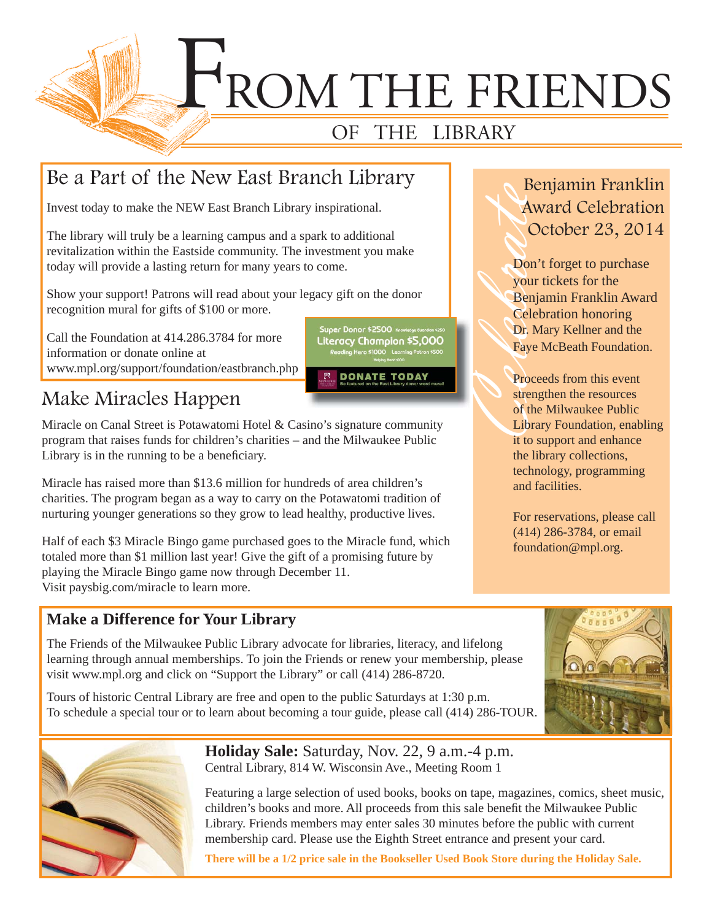# From the Friends of the Library

## Be a Part of the New East Branch Library

Invest today to make the NEW East Branch Library inspirational.

The library will truly be a learning campus and a spark to additional revitalization within the Eastside community. The investment you make today will provide a lasting return for many years to come.

Show your support! Patrons will read about your legacy gift on the donor recognition mural for gifts of $100 or more.

Call the Foundation at 414.286.3784 for more information or donate online at www.mpl.org/support/foundation/eastbranch.php

Super Donor $2500 Knowledge Guardian $250
Literacy Champion $5,000
Reading Hero $1000 Learning Patron $500
Helping Hand $100

**DONATE TODAY**
Be featured on the East Library donor word mural!

## Make Miracles Happen

Miracle on Canal Street is Potawatomi Hotel & Casino's signature community program that raises funds for children's charities – and the Milwaukee Public Library is in the running to be a beneficiary.

Miracle has raised more than $13.6 million for hundreds of area children's charities. The program began as a way to carry on the Potawatomi tradition of nurturing younger generations so they grow to lead healthy, productive lives.

Half of each $3 Miracle Bingo game purchased goes to the Miracle fund, which totaled more than $1 million last year! Give the gift of a promising future by playing the Miracle Bingo game now through December 11. Visit paysbig.com/miracle to learn more.

## Celebrate: Benjamin Franklin Award Celebration October 23, 2014

Don't forget to purchase your tickets for the Benjamin Franklin Award Celebration honoring Dr. Mary Kellner and the Faye McBeath Foundation.

Proceeds from this event strengthen the resources of the Milwaukee Public Library Foundation, enabling it to support and enhance the library collections, technology, programming and facilities.

For reservations, please call (414) 286-3784, or email foundation@mpl.org.

## Make a Difference for Your Library

The Friends of the Milwaukee Public Library advocate for libraries, literacy, and lifelong learning through annual memberships. To join the Friends or renew your membership, please visit www.mpl.org and click on "Support the Library" or call (414) 286-8720.

Tours of historic Central Library are free and open to the public Saturdays at 1:30 p.m. To schedule a special tour or to learn about becoming a tour guide, please call (414) 286-TOUR.

**Holiday Sale:** Saturday, Nov. 22, 9 a.m.-4 p.m.
Central Library, 814 W. Wisconsin Ave., Meeting Room 1

Featuring a large selection of used books, books on tape, magazines, comics, sheet music, children's books and more. All proceeds from this sale benefit the Milwaukee Public Library. Friends members may enter sales 30 minutes before the public with current membership card. Please use the Eighth Street entrance and present your card.

**There will be a 1/2 price sale in the Bookseller Used Book Store during the Holiday Sale.**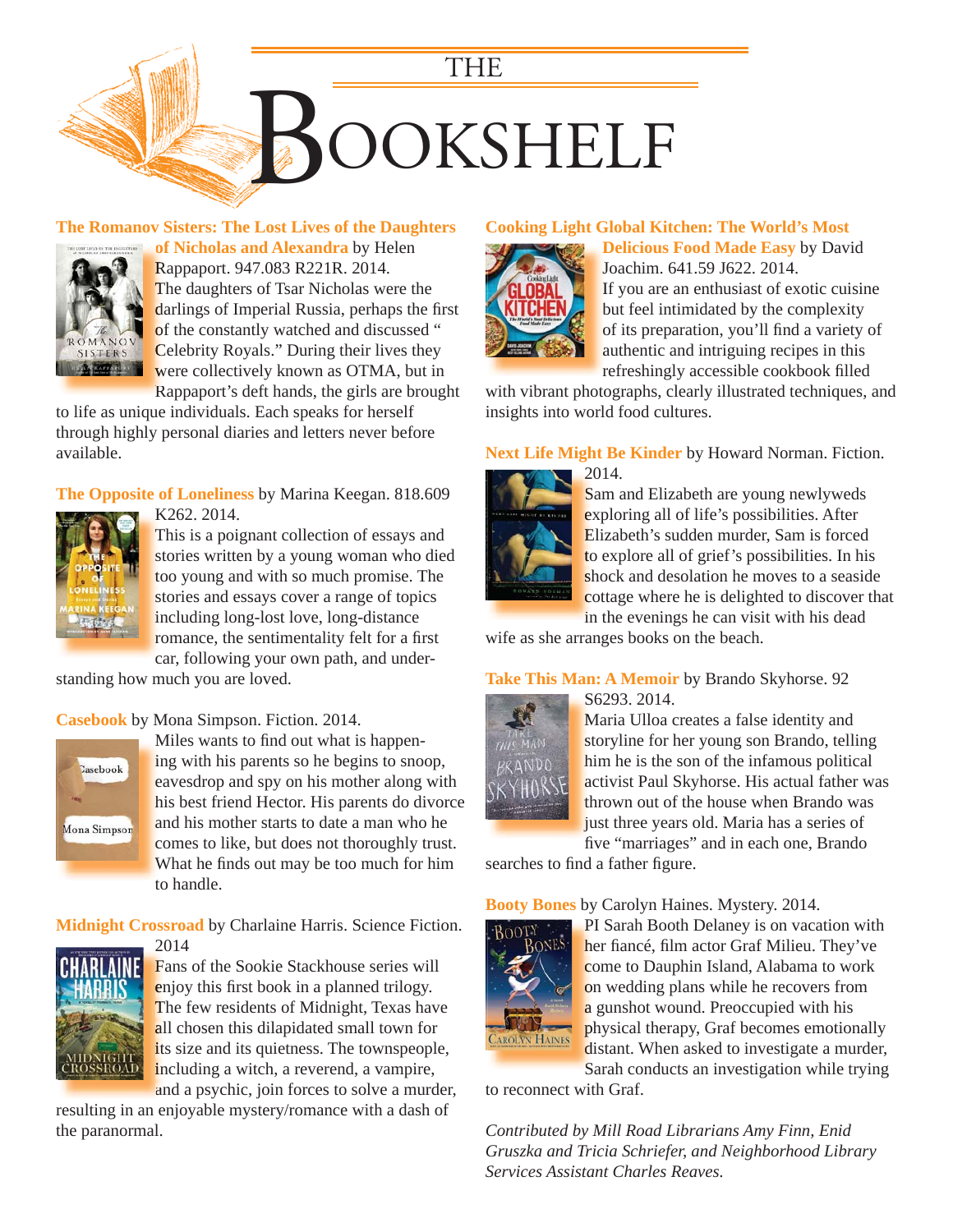# THE BOOKSHELF

**The Romanov Sisters: The Lost Lives of the Daughters of Nicholas and Alexandra** by Helen Rappaport. 947.083 R221R. 2014.

The daughters of Tsar Nicholas were the darlings of Imperial Russia, perhaps the first of the constantly watched and discussed " Celebrity Royals." During their lives they were collectively known as OTMA, but in Rappaport's deft hands, the girls are brought to life as unique individuals. Each speaks for herself through highly personal diaries and letters never before available.

**The Opposite of Loneliness** by Marina Keegan. 818.609 K262. 2014.

This is a poignant collection of essays and stories written by a young woman who died too young and with so much promise. The stories and essays cover a range of topics including long-lost love, long-distance romance, the sentimentality felt for a first car, following your own path, and understanding how much you are loved.

**Casebook** by Mona Simpson. Fiction. 2014.

Miles wants to find out what is happening with his parents so he begins to snoop, eavesdrop and spy on his mother along with his best friend Hector. His parents do divorce and his mother starts to date a man who he comes to like, but does not thoroughly trust. What he finds out may be too much for him to handle.

**Midnight Crossroad** by Charlaine Harris. Science Fiction. 2014

Fans of the Sookie Stackhouse series will enjoy this first book in a planned trilogy. The few residents of Midnight, Texas have all chosen this dilapidated small town for its size and its quietness. The townspeople, including a witch, a reverend, a vampire, and a psychic, join forces to solve a murder, resulting in an enjoyable mystery/romance with a dash of the paranormal.

**Cooking Light Global Kitchen: The World's Most Delicious Food Made Easy** by David Joachim. 641.59 J622. 2014.

If you are an enthusiast of exotic cuisine but feel intimidated by the complexity of its preparation, you'll find a variety of authentic and intriguing recipes in this refreshingly accessible cookbook filled with vibrant photographs, clearly illustrated techniques, and insights into world food cultures.

**Next Life Might Be Kinder** by Howard Norman. Fiction. 2014.

Sam and Elizabeth are young newlyweds exploring all of life's possibilities. After Elizabeth's sudden murder, Sam is forced to explore all of grief's possibilities. In his shock and desolation he moves to a seaside cottage where he is delighted to discover that in the evenings he can visit with his dead wife as she arranges books on the beach.

**Take This Man: A Memoir** by Brando Skyhorse. 92 S6293. 2014.

Maria Ulloa creates a false identity and storyline for her young son Brando, telling him he is the son of the infamous political activist Paul Skyhorse. His actual father was thrown out of the house when Brando was just three years old. Maria has a series of five "marriages" and in each one, Brando searches to find a father figure.

**Booty Bones** by Carolyn Haines. Mystery. 2014.

PI Sarah Booth Delaney is on vacation with her fiancé, film actor Graf Milieu. They've come to Dauphin Island, Alabama to work on wedding plans while he recovers from a gunshot wound. Preoccupied with his physical therapy, Graf becomes emotionally distant. When asked to investigate a murder, Sarah conducts an investigation while trying to reconnect with Graf.

*Contributed by Mill Road Librarians Amy Finn, Enid Gruszka and Tricia Schriefer, and Neighborhood Library Services Assistant Charles Reaves.*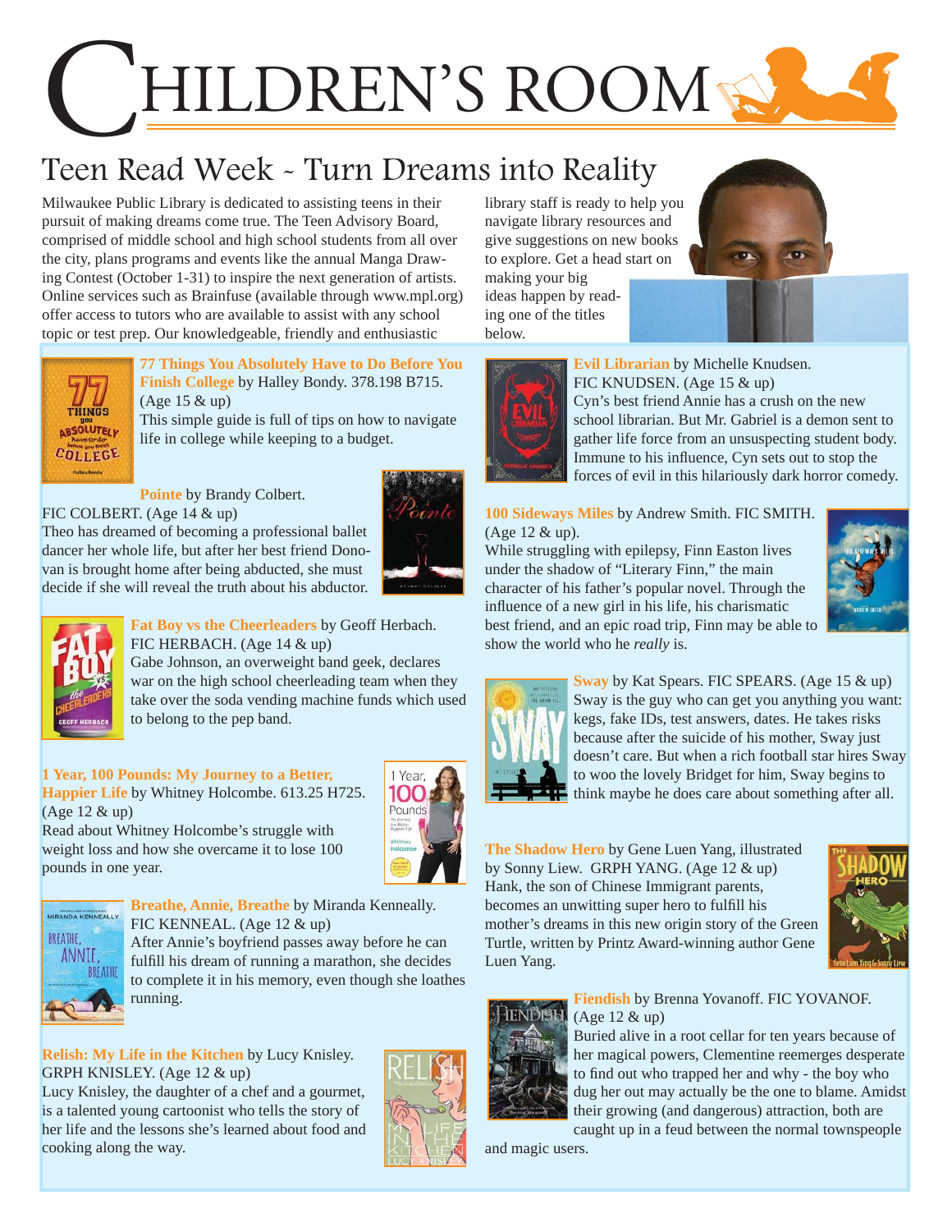# Children's Room

## Teen Read Week ~ Turn Dreams into Reality

Milwaukee Public Library is dedicated to assisting teens in their pursuit of making dreams come true. The Teen Advisory Board, comprised of middle school and high school students from all over the city, plans programs and events like the annual Manga Drawing Contest (October 1-31) to inspire the next generation of artists. Online services such as Brainfuse (available through www.mpl.org) offer access to tutors who are available to assist with any school topic or test prep. Our knowledgeable, friendly and enthusiastic library staff is ready to help you navigate library resources and give suggestions on new books to explore. Get a head start on making your big ideas happen by reading one of the titles below.

**77 Things You Absolutely Have to Do Before You Finish College** by Halley Bondy. 378.198 B715. (Age 15 & up)
This simple guide is full of tips on how to navigate life in college while keeping to a budget.

**Pointe** by Brandy Colbert. FIC COLBERT. (Age 14 & up)
Theo has dreamed of becoming a professional ballet dancer her whole life, but after her best friend Donovan is brought home after being abducted, she must decide if she will reveal the truth about his abductor.

**Fat Boy vs the Cheerleaders** by Geoff Herbach. FIC HERBACH. (Age 14 & up)
Gabe Johnson, an overweight band geek, declares war on the high school cheerleading team when they take over the soda vending machine funds which used to belong to the pep band.

**1 Year, 100 Pounds: My Journey to a Better, Happier Life** by Whitney Holcombe. 613.25 H725. (Age 12 & up)
Read about Whitney Holcombe's struggle with weight loss and how she overcame it to lose 100 pounds in one year.

**Breathe, Annie, Breathe** by Miranda Kenneally. FIC KENNEAL. (Age 12 & up)
After Annie's boyfriend passes away before he can fulfill his dream of running a marathon, she decides to complete it in his memory, even though she loathes running.

**Relish: My Life in the Kitchen** by Lucy Knisley. GRPH KNISLEY. (Age 12 & up)
Lucy Knisley, the daughter of a chef and a gourmet, is a talented young cartoonist who tells the story of her life and the lessons she's learned about food and cooking along the way.

**Evil Librarian** by Michelle Knudsen. FIC KNUDSEN. (Age 15 & up)
Cyn's best friend Annie has a crush on the new school librarian. But Mr. Gabriel is a demon sent to gather life force from an unsuspecting student body. Immune to his influence, Cyn sets out to stop the forces of evil in this hilariously dark horror comedy.

**100 Sideways Miles** by Andrew Smith. FIC SMITH. (Age 12 & up).
While struggling with epilepsy, Finn Easton lives under the shadow of "Literary Finn," the main character of his father's popular novel. Through the influence of a new girl in his life, his charismatic best friend, and an epic road trip, Finn may be able to show the world who he *really* is.

**Sway** by Kat Spears. FIC SPEARS. (Age 15 & up)
Sway is the guy who can get you anything you want: kegs, fake IDs, test answers, dates. He takes risks because after the suicide of his mother, Sway just doesn't care. But when a rich football star hires Sway to woo the lovely Bridget for him, Sway begins to think maybe he does care about something after all.

**The Shadow Hero** by Gene Luen Yang, illustrated by Sonny Liew. GRPH YANG. (Age 12 & up)
Hank, the son of Chinese Immigrant parents, becomes an unwitting super hero to fulfill his mother's dreams in this new origin story of the Green Turtle, written by Printz Award-winning author Gene Luen Yang.

**Fiendish** by Brenna Yovanoff. FIC YOVANOF. (Age 12 & up)
Buried alive in a root cellar for ten years because of her magical powers, Clementine reemerges desperate to find out who trapped her and why - the boy who dug her out may actually be the one to blame. Amidst their growing (and dangerous) attraction, both are caught up in a feud between the normal townspeople and magic users.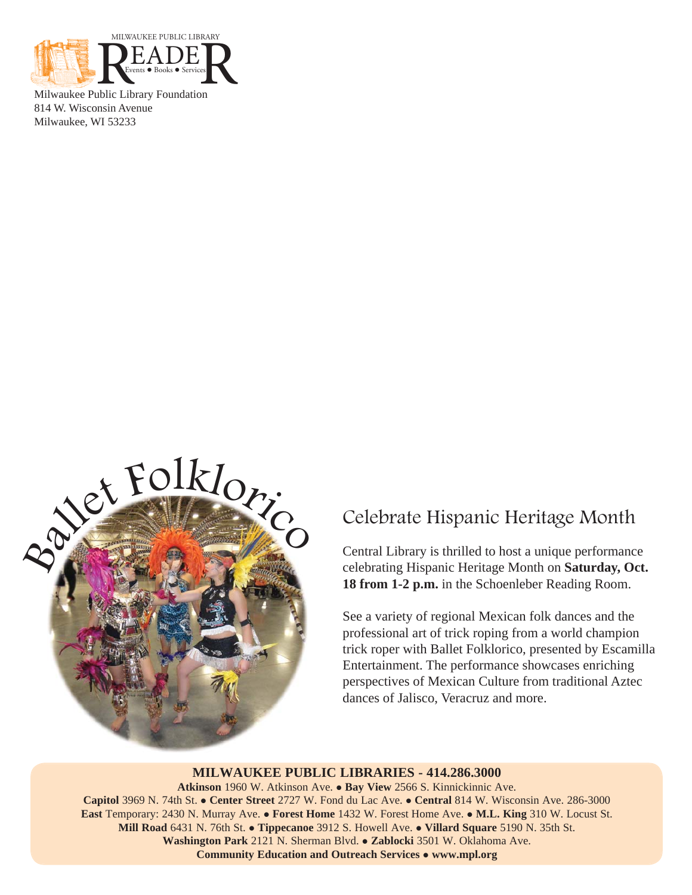MILWAUKEE PUBLIC LIBRARY

READER

Events ● Books ● Services

Milwaukee Public Library Foundation
814 W. Wisconsin Avenue
Milwaukee, WI 53233

Ballet Folklorico

## Celebrate Hispanic Heritage Month

Central Library is thrilled to host a unique performance celebrating Hispanic Heritage Month on **Saturday, Oct. 18 from 1-2 p.m.** in the Schoenleber Reading Room.

See a variety of regional Mexican folk dances and the professional art of trick roping from a world champion trick roper with Ballet Folklorico, presented by Escamilla Entertainment. The performance showcases enriching perspectives of Mexican Culture from traditional Aztec dances of Jalisco, Veracruz and more.

**MILWAUKEE PUBLIC LIBRARIES - 414.286.3000**

**Atkinson** 1960 W. Atkinson Ave. ● **Bay View** 2566 S. Kinnickinnic Ave.
**Capitol** 3969 N. 74th St. ● **Center Street** 2727 W. Fond du Lac Ave. ● **Central** 814 W. Wisconsin Ave. 286-3000
**East** Temporary: 2430 N. Murray Ave. ● **Forest Home** 1432 W. Forest Home Ave. ● **M.L. King** 310 W. Locust St.
**Mill Road** 6431 N. 76th St. ● **Tippecanoe** 3912 S. Howell Ave. ● **Villard Square** 5190 N. 35th St.
**Washington Park** 2121 N. Sherman Blvd. ● **Zablocki** 3501 W. Oklahoma Ave.
**Community Education and Outreach Services ● www.mpl.org**